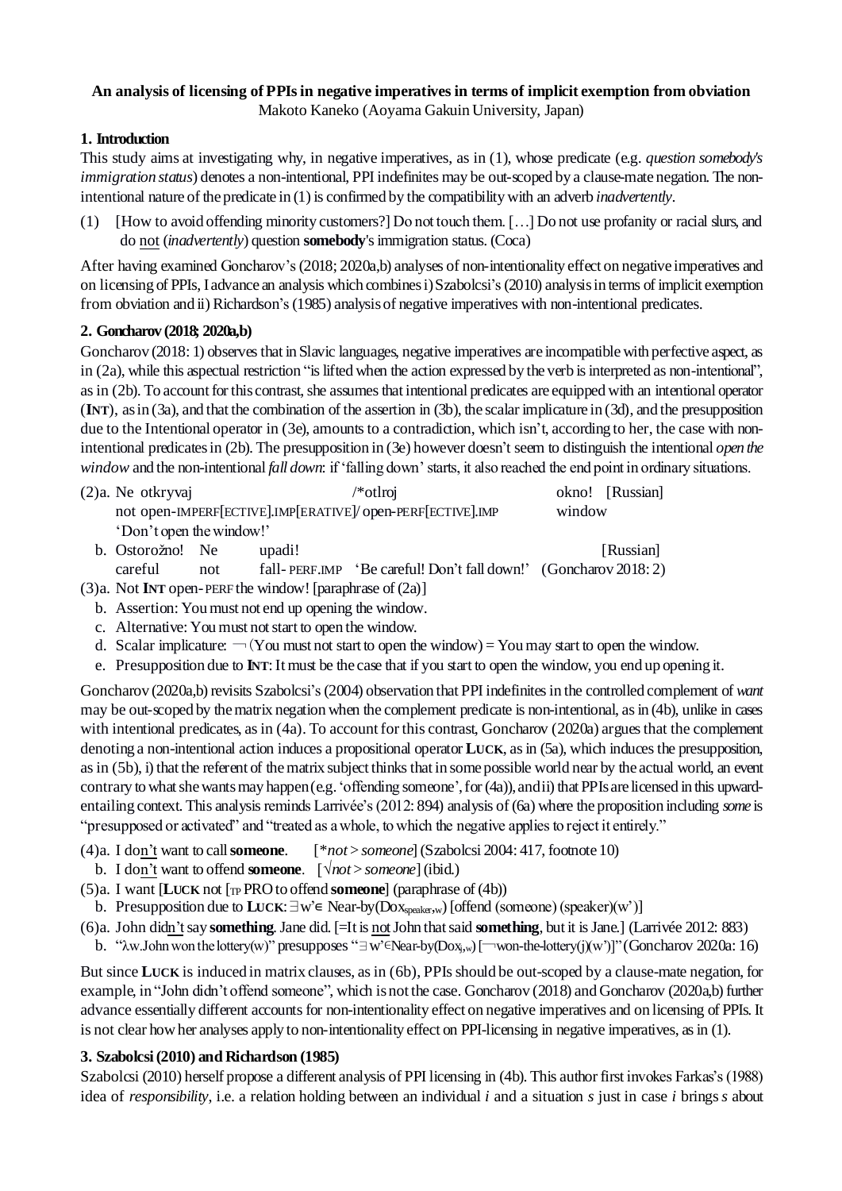**An analysis of licensing of PPIs in negative imperatives in terms of implicit exemption from obviation**
Makoto Kaneko (Aoyama Gakuin University, Japan)

## 1. Introduction

This study aims at investigating why, in negative imperatives, as in (1), whose predicate (e.g. *question somebody's immigration status*) denotes a non-intentional, PPI indefinites may be out-scoped by a clause-mate negation. The non-intentional nature of the predicate in (1) is confirmed by the compatibility with an adverb *inadvertently*.

(1) [How to avoid offending minority customers?] Do not touch them. […] Do not use profanity or racial slurs, and do <u>not</u> (*inadvertently*) question **somebody**'s immigration status. (Coca)

After having examined Goncharov's (2018; 2020a,b) analyses of non-intentionality effect on negative imperatives and on licensing of PPIs, I advance an analysis which combines i) Szabolcsi's (2010) analysis in terms of implicit exemption from obviation and ii) Richardson's (1985) analysis of negative imperatives with non-intentional predicates.

## 2. Goncharov (2018; 2020a,b)

Goncharov (2018: 1) observes that in Slavic languages, negative imperatives are incompatible with perfective aspect, as in (2a), while this aspectual restriction "is lifted when the action expressed by the verb is interpreted as non-intentional", as in (2b). To account for this contrast, she assumes that intentional predicates are equipped with an intentional operator (**INT**), as in (3a), and that the combination of the assertion in (3b), the scalar implicature in (3d), and the presupposition due to the Intentional operator in (3e), amounts to a contradiction, which isn't, according to her, the case with non-intentional predicates in (2b). The presupposition in (3e) however doesn't seem to distinguish the intentional *open the window* and the non-intentional *fall down*: if 'falling down' starts, it also reached the end point in ordinary situations.

(2)a. Ne otkryvaj /\*otlroj okno! [Russian]
not open-IMPERF[ECTIVE].IMP[ERATIVE]/ open-PERF[ECTIVE].IMP window
'Don't open the window!'

b. Ostorožno! Ne upadi! [Russian]
careful not fall- PERF.IMP 'Be careful! Don't fall down!' (Goncharov 2018: 2)

(3)a. Not **INT** open-PERF the window! [paraphrase of (2a)]
b. Assertion: You must not end up opening the window.
c. Alternative: You must not start to open the window.
d. Scalar implicature: $\neg$(You must not start to open the window) = You may start to open the window.
e. Presupposition due to **INT**: It must be the case that if you start to open the window, you end up opening it.

Goncharov (2020a,b) revisits Szabolcsi's (2004) observation that PPI indefinites in the controlled complement of *want* may be out-scoped by the matrix negation when the complement predicate is non-intentional, as in (4b), unlike in cases with intentional predicates, as in (4a). To account for this contrast, Goncharov (2020a) argues that the complement denoting a non-intentional action induces a propositional operator **LUCK**, as in (5a), which induces the presupposition, as in (5b), i) that the referent of the matrix subject thinks that in some possible world near by the actual world, an event contrary to what she wants may happen (e.g. 'offending someone', for (4a)), and ii) that PPIs are licensed in this upward-entailing context. This analysis reminds Larrivée's (2012: 894) analysis of (6a) where the proposition including *some* is "presupposed or activated" and "treated as a whole, to which the negative applies to reject it entirely."

(4)a. I do<u>n't</u> want to call **someone**. [\**not* > *someone*] (Szabolcsi 2004: 417, footnote 10)
b. I do<u>n't</u> want to offend **someone**. [√*not* > *someone*] (ibid.)

(5)a. I want [**LUCK** not [$_{TP}$ PRO to offend **someone**] (paraphrase of (4b))
b. Presupposition due to **LUCK**: $\exists$w'$\in$ Near-by(Dox$_{speaker,w}$) [offend (someone) (speaker)(w')]

(6)a. John did<u>n't</u> say **something**. Jane did. [=It is <u>not</u> John that said **something**, but it is Jane.] (Larrivée 2012: 883)
b. "λw.John won the lottery(w)" presupposes "$\exists$w'$\in$Near-by(Dox$_{j,w}$) [$\neg$won-the-lottery(j)(w')]" (Goncharov 2020a: 16)

But since **LUCK** is induced in matrix clauses, as in (6b), PPIs should be out-scoped by a clause-mate negation, for example, in "John didn't offend someone", which is not the case. Goncharov (2018) and Goncharov (2020a,b) further advance essentially different accounts for non-intentionality effect on negative imperatives and on licensing of PPIs. It is not clear how her analyses apply to non-intentionality effect on PPI-licensing in negative imperatives, as in (1).

## 3. Szabolcsi (2010) and Richardson (1985)

Szabolcsi (2010) herself propose a different analysis of PPI licensing in (4b). This author first invokes Farkas's (1988) idea of *responsibility*, i.e. a relation holding between an individual *i* and a situation *s* just in case *i* brings *s* about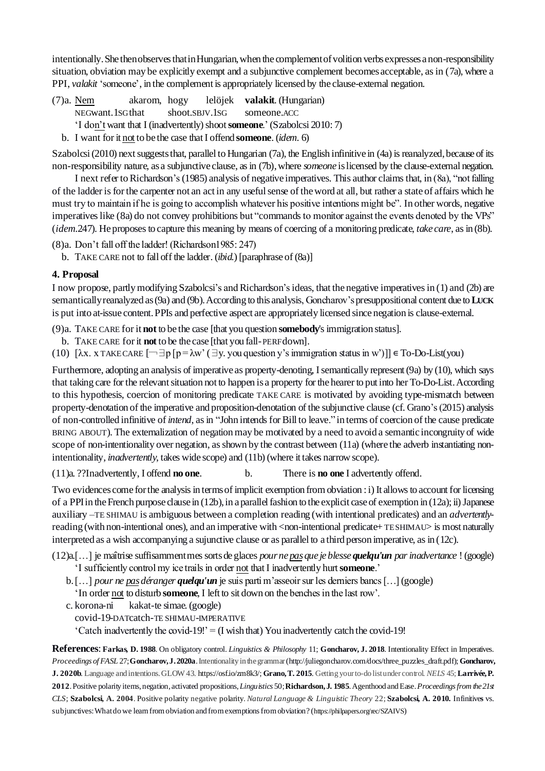intentionally. She then observes that in Hungarian, when the complement of volition verbs expresses a non-responsibility situation, obviation may be explicitly exempt and a subjunctive complement becomes acceptable, as in (7a), where a PPI, *valakit* 'someone', in the complement is appropriately licensed by the clause-external negation.

(7)a. Nem akarom, hogy lelöjek **valakit**. (Hungarian)
NEG want.1SG that shoot.SBJV.1SG someone.ACC
'I don't want that I (inadvertently) shoot **someone**.' (Szabolcsi 2010: 7)

b. I want for it not to be the case that I offend **someone**. (*idem.* 6)

Szabolcsi (2010) next suggests that, parallel to Hungarian (7a), the English infinitive in (4a) is reanalyzed, because of its non-responsibility nature, as a subjunctive clause, as in (7b), where *someone* is licensed by the clause-external negation.

I next refer to Richardson's (1985) analysis of negative imperatives. This author claims that, in (8a), "not falling of the ladder is for the carpenter not an act in any useful sense of the word at all, but rather a state of affairs which he must try to maintain if he is going to accomplish whatever his positive intentions might be". In other words, negative imperatives like (8a) do not convey prohibitions but "commands to monitor against the events denoted by the VPs" (*idem.*247). He proposes to capture this meaning by means of coercing of a monitoring predicate, *take care*, as in (8b).

(8)a. Don't fall off the ladder! (Richardson1985: 247)

b. TAKE CARE not to fall off the ladder. (*ibid.*) [paraphrase of (8a)]

## 4. Proposal

I now propose, partly modifying Szabolcsi's and Richardson's ideas, that the negative imperatives in (1) and (2b) are semantically reanalyzed as (9a) and (9b). According to this analysis, Goncharov's presuppositional content due to **LUCK** is put into at-issue content. PPIs and perfective aspect are appropriately licensed since negation is clause-external.

(9)a. TAKE CARE for it **not** to be the case [that you question **somebody**'s immigration status].

b. TAKE CARE for it **not** to be the case [that you fall-PERF down].

(10) $[\lambda x.\ x$ TAKE CARE $[\neg\exists p\ [p = \lambda w'\ (\exists y.$ you question y's immigration status in w'$)]] \in$ To-Do-List(you)

Furthermore, adopting an analysis of imperative as property-denoting, I semantically represent (9a) by (10), which says that taking care for the relevant situation not to happen is a property for the hearer to put into her To-Do-List. According to this hypothesis, coercion of monitoring predicate TAKE CARE is motivated by avoiding type-mismatch between property-denotation of the imperative and proposition-denotation of the subjunctive clause (cf. Grano's (2015) analysis of non-controlled infinitive of *intend*, as in "John intends for Bill to leave." in terms of coercion of the cause predicate BRING ABOUT). The externalization of negation may be motivated by a need to avoid a semantic incongruity of wide scope of non-intentionality over negation, as shown by the contrast between (11a) (where the adverb instantiating non-intentionality, *inadvertently*, takes wide scope) and (11b) (where it takes narrow scope).

(11)a. ??Inadvertently, I offend **no one**. b. There is **no one** I advertently offend.

Two evidences come for the analysis in terms of implicit exemption from obviation : i) It allows to account for licensing of a PPI in the French purpose clause in (12b), in a parallel fashion to the explicit case of exemption in (12a); ii) Japanese auxiliary –TE SHIMAU is ambiguous between a completion reading (with intentional predicates) and an *advertently*-reading (with non-intentional ones), and an imperative with <non-intentional predicate+ TE SHIMAU> is most naturally interpreted as a wish accompanying a sujunctive clause or as parallel to a third person imperative, as in (12c).

(12)a.[…] je maîtrise suffisamment mes sorts de glaces ***pour ne pas que je blesse quelqu'un par inadvertance*** ! (google)
'I sufficiently control my ice trails in order not that I inadvertently hurt **someone**.'

b. […] ***pour ne pas déranger quelqu'un*** je suis parti m'asseoir sur les derniers bancs […] (google)
'In order not to disturb **someone**, I left to sit down on the benches in the last row'.

c. korona-ni kakat-te simae. (google)
covid-19-DAT catch-TE SHIMAU-IMPERATIVE
'Catch inadvertently the covid-19!' = (I wish that) You inadvertently catch the covid-19!

**References**: **Farkas, D. 1988**. On obligatory control. *Linguistics & Philosophy* 11; **Goncharov, J. 2018**. Intentionality Effect in Imperatives. *Proceedings of FASL* 27; **Goncharov, J. 2020a**. Intentionality in the grammar (http://juliegoncharov.com/docs/three_puzzles_draft.pdf); **Goncharov, J. 2020b**. Language and intentions. GLOW 43. https://osf.io/zm8k3/; **Grano, T. 2015**. Getting your to-do list under control. *NELS* 45; **Larrivée, P. 2012**. Positive polarity items, negation, activated propositions, *Linguistics* 50; **Richardson, J. 1985**. Agenthood and Ease. *Proceedings from the 21st CLS*; **Szabolcsi, A. 2004**. Positive polarity negative polarity. *Natural Language & Linguistic Theory* 22; **Szabolcsi, A. 2010.** Infinitives vs. subjunctives: What do we learn from obviation and from exemptions from obviation? (https://philpapers.org/rec/SZAIVS)